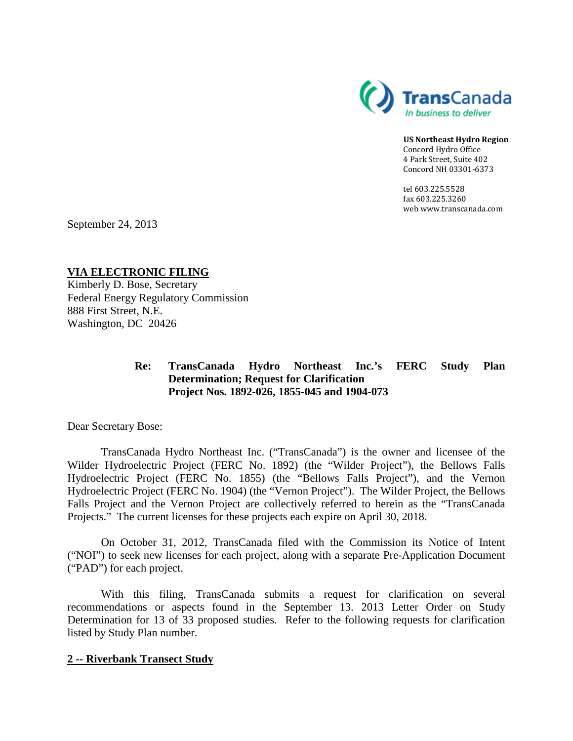**TransCanada**
*In business to deliver*

**US Northeast Hydro Region**
Concord Hydro Office
4 Park Street, Suite 402
Concord NH 03301-6373

tel 603.225.5528
fax 603.225.3260
web www.transcanada.com

September 24, 2013

**VIA ELECTRONIC FILING**
Kimberly D. Bose, Secretary
Federal Energy Regulatory Commission
888 First Street, N.E.
Washington, DC 20426

**Re: TransCanada Hydro Northeast Inc.'s FERC Study Plan Determination; Request for Clarification**
**Project Nos. 1892-026, 1855-045 and 1904-073**

Dear Secretary Bose:

TransCanada Hydro Northeast Inc. ("TransCanada") is the owner and licensee of the Wilder Hydroelectric Project (FERC No. 1892) (the "Wilder Project"), the Bellows Falls Hydroelectric Project (FERC No. 1855) (the "Bellows Falls Project"), and the Vernon Hydroelectric Project (FERC No. 1904) (the "Vernon Project"). The Wilder Project, the Bellows Falls Project and the Vernon Project are collectively referred to herein as the "TransCanada Projects." The current licenses for these projects each expire on April 30, 2018.

On October 31, 2012, TransCanada filed with the Commission its Notice of Intent ("NOI") to seek new licenses for each project, along with a separate Pre-Application Document ("PAD") for each project.

With this filing, TransCanada submits a request for clarification on several recommendations or aspects found in the September 13. 2013 Letter Order on Study Determination for 13 of 33 proposed studies. Refer to the following requests for clarification listed by Study Plan number.

**2 -- Riverbank Transect Study**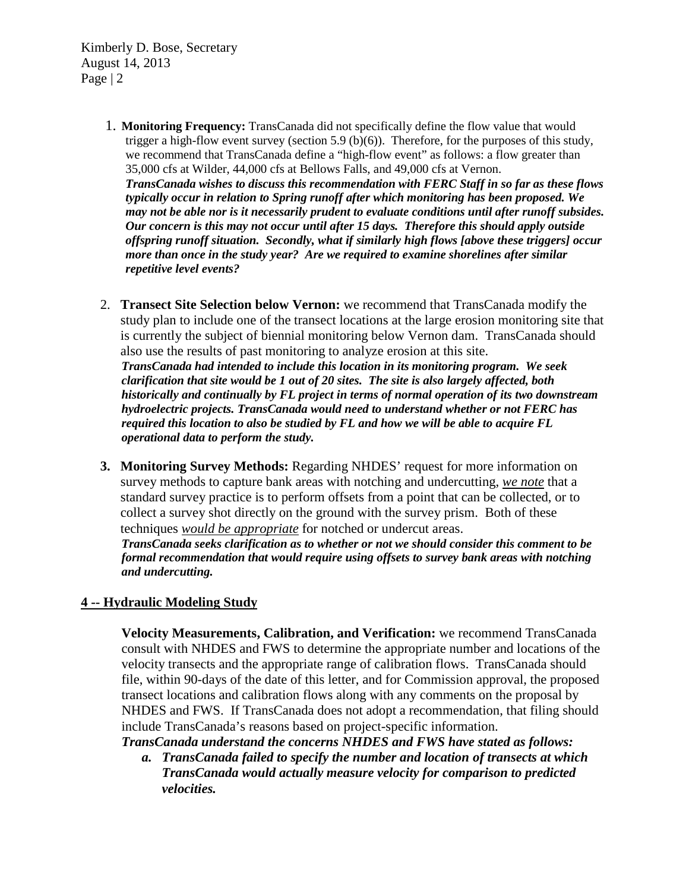1. **Monitoring Frequency:** TransCanada did not specifically define the flow value that would trigger a high-flow event survey (section 5.9 (b)(6)). Therefore, for the purposes of this study, we recommend that TransCanada define a "high-flow event" as follows: a flow greater than 35,000 cfs at Wilder, 44,000 cfs at Bellows Falls, and 49,000 cfs at Vernon.
   ***TransCanada wishes to discuss this recommendation with FERC Staff in so far as these flows typically occur in relation to Spring runoff after which monitoring has been proposed. We may not be able nor is it necessarily prudent to evaluate conditions until after runoff subsides. Our concern is this may not occur until after 15 days. Therefore this should apply outside offspring runoff situation. Secondly, what if similarly high flows [above these triggers] occur more than once in the study year? Are we required to examine shorelines after similar repetitive level events?***

2. **Transect Site Selection below Vernon:** we recommend that TransCanada modify the study plan to include one of the transect locations at the large erosion monitoring site that is currently the subject of biennial monitoring below Vernon dam. TransCanada should also use the results of past monitoring to analyze erosion at this site.
   ***TransCanada had intended to include this location in its monitoring program. We seek clarification that site would be 1 out of 20 sites. The site is also largely affected, both historically and continually by FL project in terms of normal operation of its two downstream hydroelectric projects. TransCanada would need to understand whether or not FERC has required this location to also be studied by FL and how we will be able to acquire FL operational data to perform the study.***

3. **Monitoring Survey Methods:** Regarding NHDES' request for more information on survey methods to capture bank areas with notching and undercutting, ***we note*** that a standard survey practice is to perform offsets from a point that can be collected, or to collect a survey shot directly on the ground with the survey prism. Both of these techniques ***would be appropriate*** for notched or undercut areas.
   ***TransCanada seeks clarification as to whether or not we should consider this comment to be formal recommendation that would require using offsets to survey bank areas with notching and undercutting.***

## 4 -- Hydraulic Modeling Study

**Velocity Measurements, Calibration, and Verification:** we recommend TransCanada consult with NHDES and FWS to determine the appropriate number and locations of the velocity transects and the appropriate range of calibration flows. TransCanada should file, within 90-days of the date of this letter, and for Commission approval, the proposed transect locations and calibration flows along with any comments on the proposal by NHDES and FWS. If TransCanada does not adopt a recommendation, that filing should include TransCanada's reasons based on project-specific information.

***TransCanada understand the concerns NHDES and FWS have stated as follows:***

a. ***TransCanada failed to specify the number and location of transects at which TransCanada would actually measure velocity for comparison to predicted velocities.***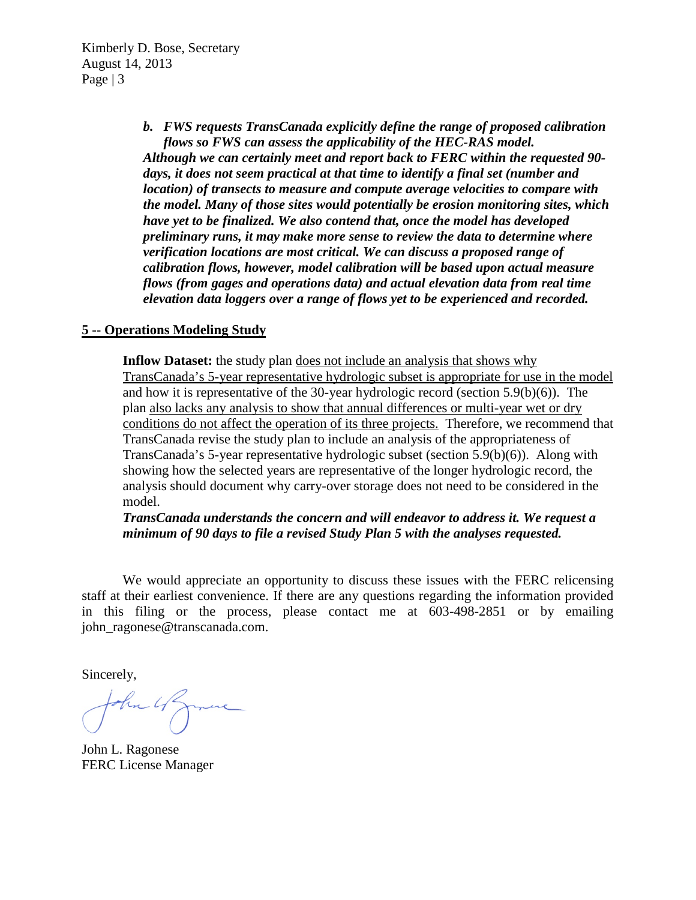*b. FWS requests TransCanada explicitly define the range of proposed calibration flows so FWS can assess the applicability of the HEC-RAS model.*
*Although we can certainly meet and report back to FERC within the requested 90-days, it does not seem practical at that time to identify a final set (number and location) of transects to measure and compute average velocities to compare with the model. Many of those sites would potentially be erosion monitoring sites, which have yet to be finalized. We also contend that, once the model has developed preliminary runs, it may make more sense to review the data to determine where verification locations are most critical. We can discuss a proposed range of calibration flows, however, model calibration will be based upon actual measure flows (from gages and operations data) and actual elevation data from real time elevation data loggers over a range of flows yet to be experienced and recorded.*

**5 -- Operations Modeling Study**

**Inflow Dataset:** the study plan does not include an analysis that shows why TransCanada's 5-year representative hydrologic subset is appropriate for use in the model and how it is representative of the 30-year hydrologic record (section 5.9(b)(6)). The plan also lacks any analysis to show that annual differences or multi-year wet or dry conditions do not affect the operation of its three projects. Therefore, we recommend that TransCanada revise the study plan to include an analysis of the appropriateness of TransCanada's 5-year representative hydrologic subset (section 5.9(b)(6)). Along with showing how the selected years are representative of the longer hydrologic record, the analysis should document why carry-over storage does not need to be considered in the model.
***TransCanada understands the concern and will endeavor to address it. We request a minimum of 90 days to file a revised Study Plan 5 with the analyses requested.***

We would appreciate an opportunity to discuss these issues with the FERC relicensing staff at their earliest convenience. If there are any questions regarding the information provided in this filing or the process, please contact me at 603-498-2851 or by emailing john_ragonese@transcanada.com.

Sincerely,

John L. Ragonese
FERC License Manager